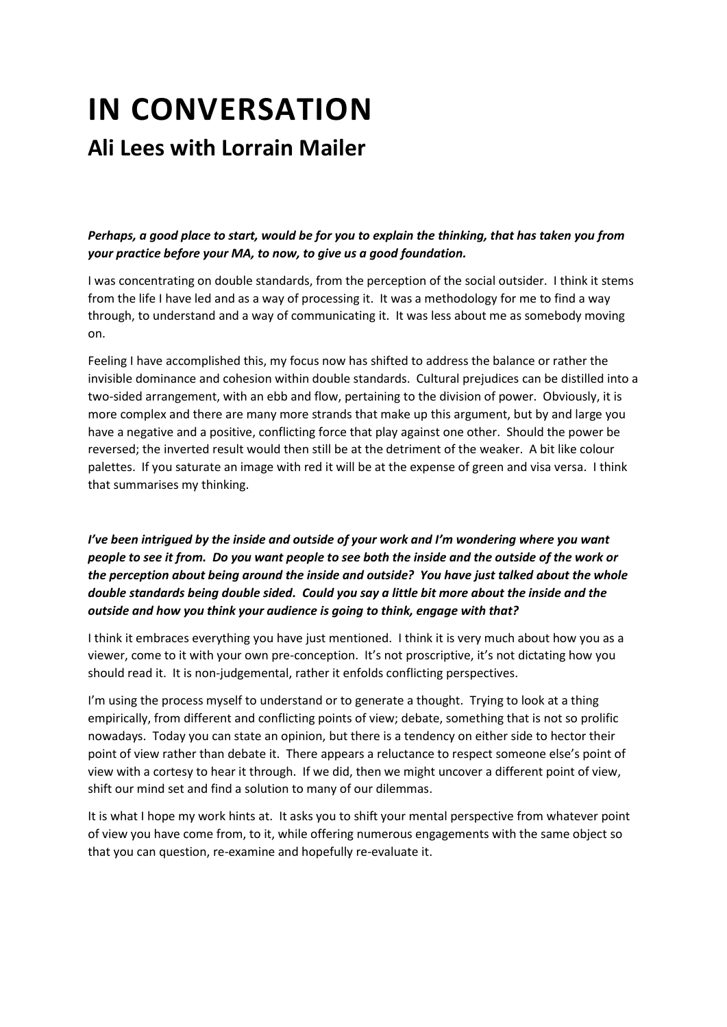# IN CONVERSATION

## Ali Lees with Lorrain Mailer

***Perhaps, a good place to start, would be for you to explain the thinking, that has taken you from your practice before your MA, to now, to give us a good foundation.***

I was concentrating on double standards, from the perception of the social outsider. I think it stems from the life I have led and as a way of processing it. It was a methodology for me to find a way through, to understand and a way of communicating it. It was less about me as somebody moving on.

Feeling I have accomplished this, my focus now has shifted to address the balance or rather the invisible dominance and cohesion within double standards. Cultural prejudices can be distilled into a two-sided arrangement, with an ebb and flow, pertaining to the division of power. Obviously, it is more complex and there are many more strands that make up this argument, but by and large you have a negative and a positive, conflicting force that play against one other. Should the power be reversed; the inverted result would then still be at the detriment of the weaker. A bit like colour palettes. If you saturate an image with red it will be at the expense of green and visa versa. I think that summarises my thinking.

***I've been intrigued by the inside and outside of your work and I'm wondering where you want people to see it from. Do you want people to see both the inside and the outside of the work or the perception about being around the inside and outside? You have just talked about the whole double standards being double sided. Could you say a little bit more about the inside and the outside and how you think your audience is going to think, engage with that?***

I think it embraces everything you have just mentioned. I think it is very much about how you as a viewer, come to it with your own pre-conception. It's not proscriptive, it's not dictating how you should read it. It is non-judgemental, rather it enfolds conflicting perspectives.

I'm using the process myself to understand or to generate a thought. Trying to look at a thing empirically, from different and conflicting points of view; debate, something that is not so prolific nowadays. Today you can state an opinion, but there is a tendency on either side to hector their point of view rather than debate it. There appears a reluctance to respect someone else's point of view with a cortesy to hear it through. If we did, then we might uncover a different point of view, shift our mind set and find a solution to many of our dilemmas.

It is what I hope my work hints at. It asks you to shift your mental perspective from whatever point of view you have come from, to it, while offering numerous engagements with the same object so that you can question, re-examine and hopefully re-evaluate it.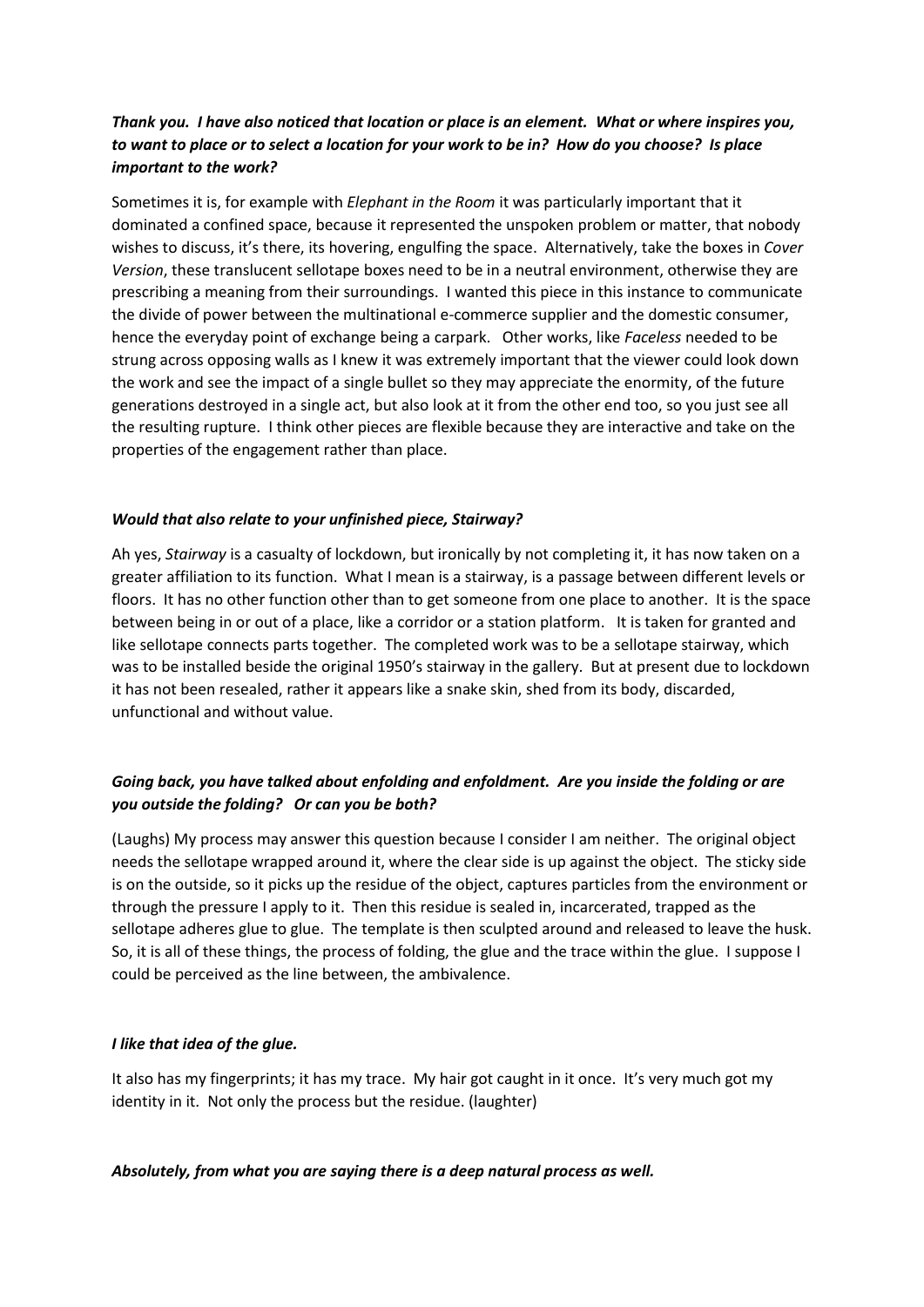***Thank you. I have also noticed that location or place is an element. What or where inspires you, to want to place or to select a location for your work to be in? How do you choose? Is place important to the work?***

Sometimes it is, for example with *Elephant in the Room* it was particularly important that it dominated a confined space, because it represented the unspoken problem or matter, that nobody wishes to discuss, it's there, its hovering, engulfing the space. Alternatively, take the boxes in *Cover Version*, these translucent sellotape boxes need to be in a neutral environment, otherwise they are prescribing a meaning from their surroundings. I wanted this piece in this instance to communicate the divide of power between the multinational e-commerce supplier and the domestic consumer, hence the everyday point of exchange being a carpark. Other works, like *Faceless* needed to be strung across opposing walls as I knew it was extremely important that the viewer could look down the work and see the impact of a single bullet so they may appreciate the enormity, of the future generations destroyed in a single act, but also look at it from the other end too, so you just see all the resulting rupture. I think other pieces are flexible because they are interactive and take on the properties of the engagement rather than place.

***Would that also relate to your unfinished piece, Stairway?***

Ah yes, *Stairway* is a casualty of lockdown, but ironically by not completing it, it has now taken on a greater affiliation to its function. What I mean is a stairway, is a passage between different levels or floors. It has no other function other than to get someone from one place to another. It is the space between being in or out of a place, like a corridor or a station platform. It is taken for granted and like sellotape connects parts together. The completed work was to be a sellotape stairway, which was to be installed beside the original 1950's stairway in the gallery. But at present due to lockdown it has not been resealed, rather it appears like a snake skin, shed from its body, discarded, unfunctional and without value.

***Going back, you have talked about enfolding and enfoldment. Are you inside the folding or are you outside the folding? Or can you be both?***

(Laughs) My process may answer this question because I consider I am neither. The original object needs the sellotape wrapped around it, where the clear side is up against the object. The sticky side is on the outside, so it picks up the residue of the object, captures particles from the environment or through the pressure I apply to it. Then this residue is sealed in, incarcerated, trapped as the sellotape adheres glue to glue. The template is then sculpted around and released to leave the husk. So, it is all of these things, the process of folding, the glue and the trace within the glue. I suppose I could be perceived as the line between, the ambivalence.

***I like that idea of the glue.***

It also has my fingerprints; it has my trace. My hair got caught in it once. It's very much got my identity in it. Not only the process but the residue. (laughter)

***Absolutely, from what you are saying there is a deep natural process as well.***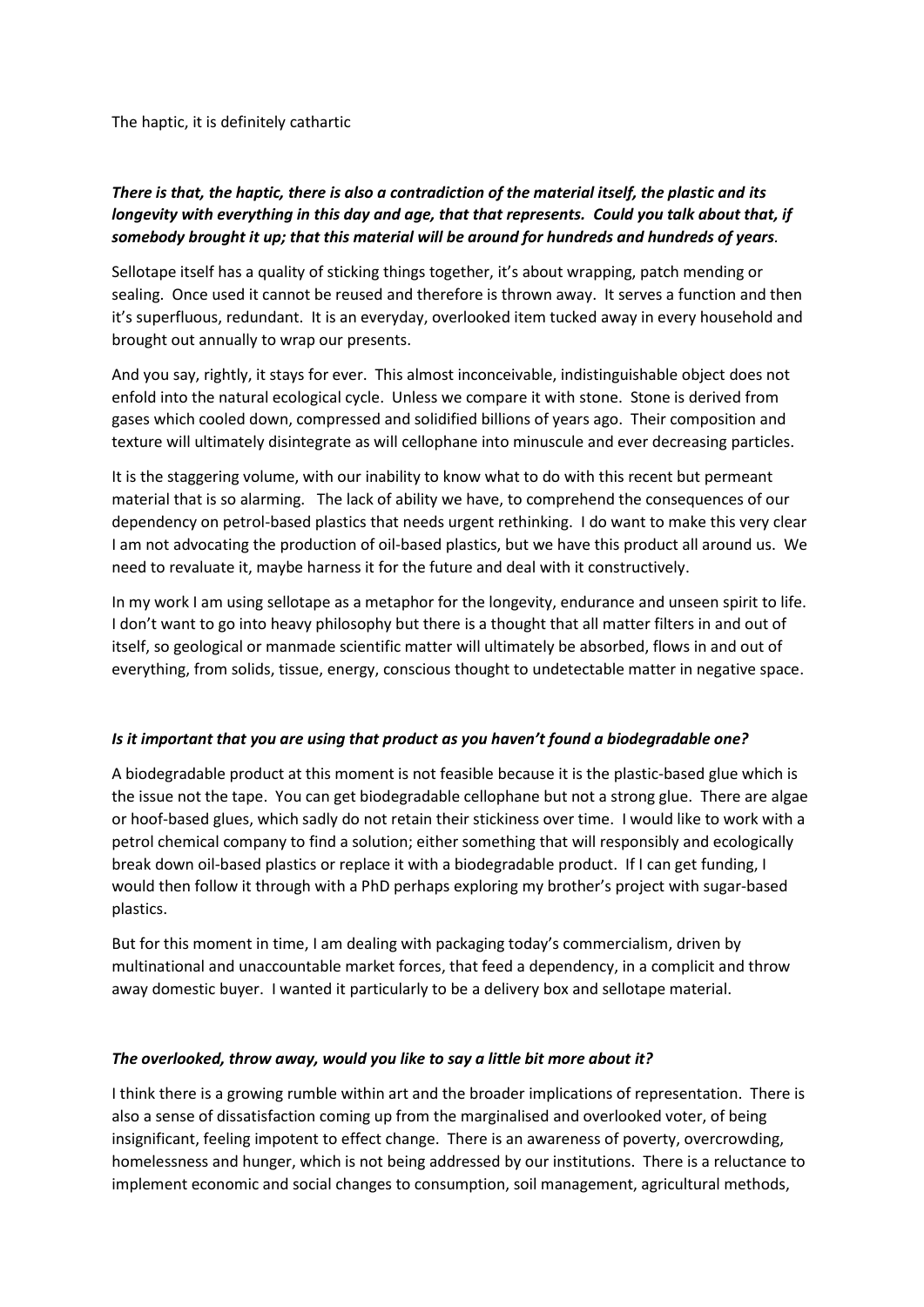The haptic, it is definitely cathartic

***There is that, the haptic, there is also a contradiction of the material itself, the plastic and its longevity with everything in this day and age, that that represents. Could you talk about that, if somebody brought it up; that this material will be around for hundreds and hundreds of years.***

Sellotape itself has a quality of sticking things together, it's about wrapping, patch mending or sealing. Once used it cannot be reused and therefore is thrown away. It serves a function and then it's superfluous, redundant. It is an everyday, overlooked item tucked away in every household and brought out annually to wrap our presents.

And you say, rightly, it stays for ever. This almost inconceivable, indistinguishable object does not enfold into the natural ecological cycle. Unless we compare it with stone. Stone is derived from gases which cooled down, compressed and solidified billions of years ago. Their composition and texture will ultimately disintegrate as will cellophane into minuscule and ever decreasing particles.

It is the staggering volume, with our inability to know what to do with this recent but permeant material that is so alarming. The lack of ability we have, to comprehend the consequences of our dependency on petrol-based plastics that needs urgent rethinking. I do want to make this very clear I am not advocating the production of oil-based plastics, but we have this product all around us. We need to revaluate it, maybe harness it for the future and deal with it constructively.

In my work I am using sellotape as a metaphor for the longevity, endurance and unseen spirit to life. I don't want to go into heavy philosophy but there is a thought that all matter filters in and out of itself, so geological or manmade scientific matter will ultimately be absorbed, flows in and out of everything, from solids, tissue, energy, conscious thought to undetectable matter in negative space.

***Is it important that you are using that product as you haven't found a biodegradable one?***

A biodegradable product at this moment is not feasible because it is the plastic-based glue which is the issue not the tape. You can get biodegradable cellophane but not a strong glue. There are algae or hoof-based glues, which sadly do not retain their stickiness over time. I would like to work with a petrol chemical company to find a solution; either something that will responsibly and ecologically break down oil-based plastics or replace it with a biodegradable product. If I can get funding, I would then follow it through with a PhD perhaps exploring my brother's project with sugar-based plastics.

But for this moment in time, I am dealing with packaging today's commercialism, driven by multinational and unaccountable market forces, that feed a dependency, in a complicit and throw away domestic buyer. I wanted it particularly to be a delivery box and sellotape material.

***The overlooked, throw away, would you like to say a little bit more about it?***

I think there is a growing rumble within art and the broader implications of representation. There is also a sense of dissatisfaction coming up from the marginalised and overlooked voter, of being insignificant, feeling impotent to effect change. There is an awareness of poverty, overcrowding, homelessness and hunger, which is not being addressed by our institutions. There is a reluctance to implement economic and social changes to consumption, soil management, agricultural methods,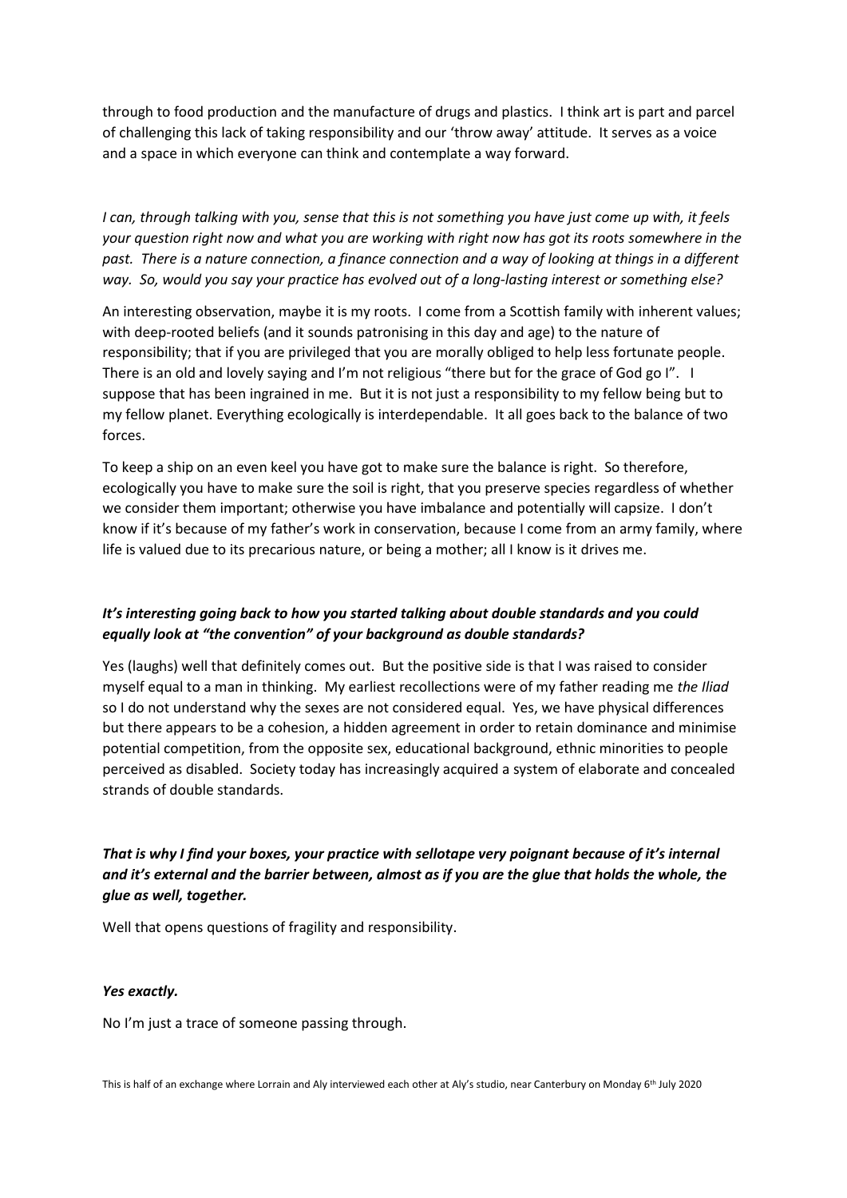through to food production and the manufacture of drugs and plastics. I think art is part and parcel of challenging this lack of taking responsibility and our 'throw away' attitude. It serves as a voice and a space in which everyone can think and contemplate a way forward.

*I can, through talking with you, sense that this is not something you have just come up with, it feels your question right now and what you are working with right now has got its roots somewhere in the past. There is a nature connection, a finance connection and a way of looking at things in a different way. So, would you say your practice has evolved out of a long-lasting interest or something else?*

An interesting observation, maybe it is my roots. I come from a Scottish family with inherent values; with deep-rooted beliefs (and it sounds patronising in this day and age) to the nature of responsibility; that if you are privileged that you are morally obliged to help less fortunate people. There is an old and lovely saying and I'm not religious "there but for the grace of God go I". I suppose that has been ingrained in me. But it is not just a responsibility to my fellow being but to my fellow planet. Everything ecologically is interdependable. It all goes back to the balance of two forces.

To keep a ship on an even keel you have got to make sure the balance is right. So therefore, ecologically you have to make sure the soil is right, that you preserve species regardless of whether we consider them important; otherwise you have imbalance and potentially will capsize. I don't know if it's because of my father's work in conservation, because I come from an army family, where life is valued due to its precarious nature, or being a mother; all I know is it drives me.

***It's interesting going back to how you started talking about double standards and you could equally look at "the convention" of your background as double standards?***

Yes (laughs) well that definitely comes out. But the positive side is that I was raised to consider myself equal to a man in thinking. My earliest recollections were of my father reading me *the Iliad* so I do not understand why the sexes are not considered equal. Yes, we have physical differences but there appears to be a cohesion, a hidden agreement in order to retain dominance and minimise potential competition, from the opposite sex, educational background, ethnic minorities to people perceived as disabled. Society today has increasingly acquired a system of elaborate and concealed strands of double standards.

***That is why I find your boxes, your practice with sellotape very poignant because of it's internal and it's external and the barrier between, almost as if you are the glue that holds the whole, the glue as well, together.***

Well that opens questions of fragility and responsibility.

***Yes exactly.***

No I'm just a trace of someone passing through.

This is half of an exchange where Lorrain and Aly interviewed each other at Aly's studio, near Canterbury on Monday 6th July 2020